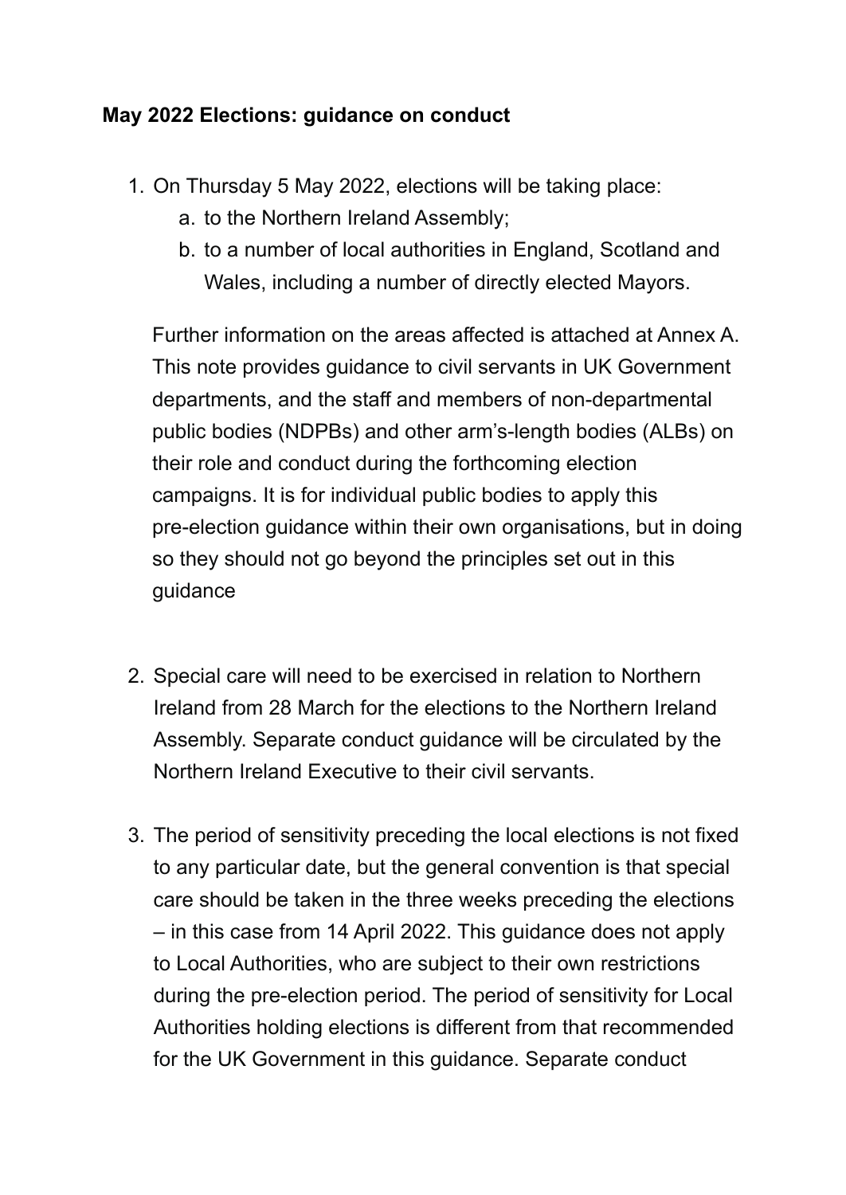**May 2022 Elections: guidance on conduct**

1. On Thursday 5 May 2022, elections will be taking place:
    a. to the Northern Ireland Assembly;
    b. to a number of local authorities in England, Scotland and Wales, including a number of directly elected Mayors.

   Further information on the areas affected is attached at Annex A. This note provides guidance to civil servants in UK Government departments, and the staff and members of non-departmental public bodies (NDPBs) and other arm's-length bodies (ALBs) on their role and conduct during the forthcoming election campaigns. It is for individual public bodies to apply this pre-election guidance within their own organisations, but in doing so they should not go beyond the principles set out in this guidance

2. Special care will need to be exercised in relation to Northern Ireland from 28 March for the elections to the Northern Ireland Assembly. Separate conduct guidance will be circulated by the Northern Ireland Executive to their civil servants.

3. The period of sensitivity preceding the local elections is not fixed to any particular date, but the general convention is that special care should be taken in the three weeks preceding the elections – in this case from 14 April 2022. This guidance does not apply to Local Authorities, who are subject to their own restrictions during the pre-election period. The period of sensitivity for Local Authorities holding elections is different from that recommended for the UK Government in this guidance. Separate conduct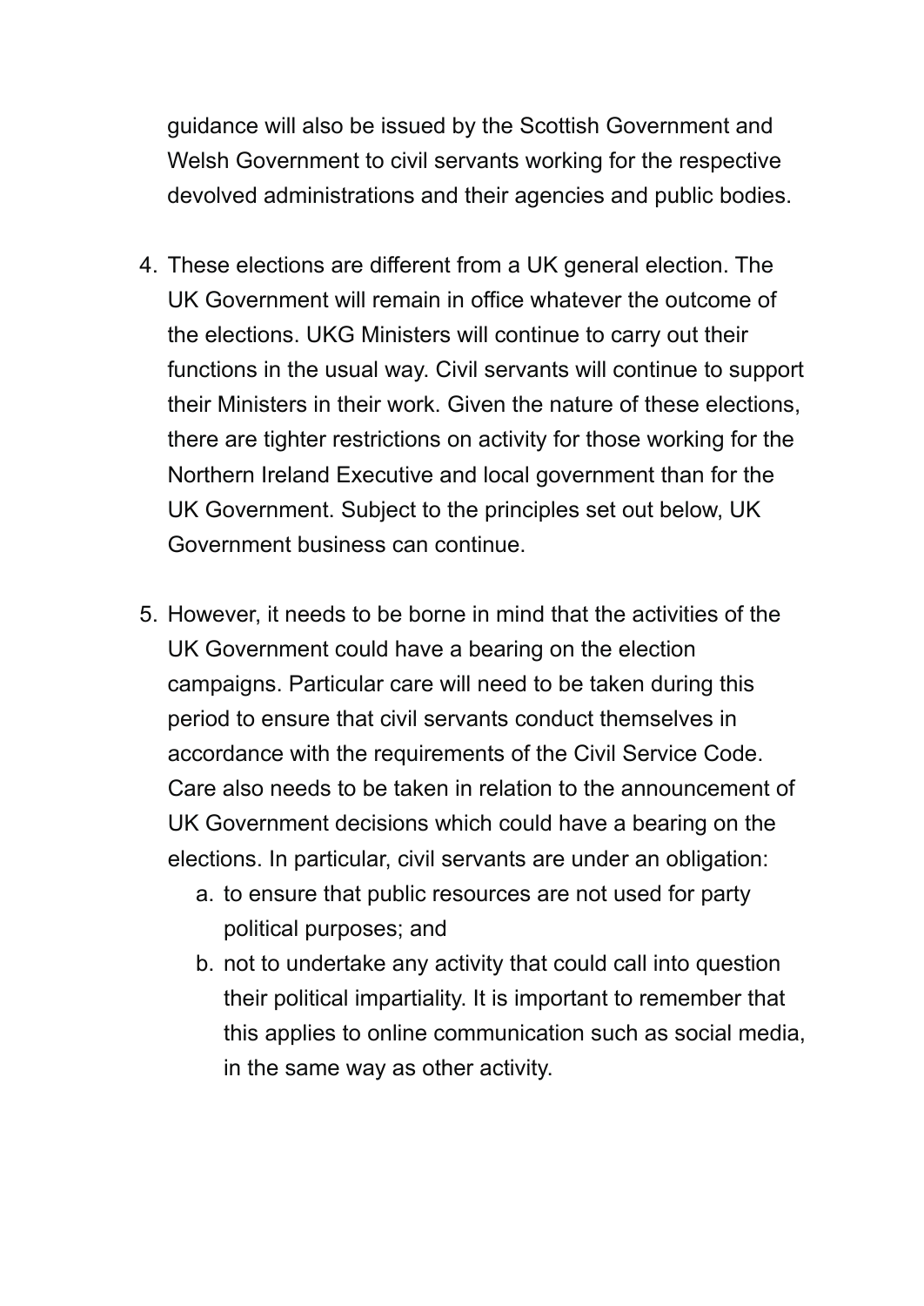guidance will also be issued by the Scottish Government and Welsh Government to civil servants working for the respective devolved administrations and their agencies and public bodies.

4. These elections are different from a UK general election. The UK Government will remain in office whatever the outcome of the elections. UKG Ministers will continue to carry out their functions in the usual way. Civil servants will continue to support their Ministers in their work. Given the nature of these elections, there are tighter restrictions on activity for those working for the Northern Ireland Executive and local government than for the UK Government. Subject to the principles set out below, UK Government business can continue.

5. However, it needs to be borne in mind that the activities of the UK Government could have a bearing on the election campaigns. Particular care will need to be taken during this period to ensure that civil servants conduct themselves in accordance with the requirements of the Civil Service Code. Care also needs to be taken in relation to the announcement of UK Government decisions which could have a bearing on the elections. In particular, civil servants are under an obligation:
   a. to ensure that public resources are not used for party political purposes; and
   b. not to undertake any activity that could call into question their political impartiality. It is important to remember that this applies to online communication such as social media, in the same way as other activity.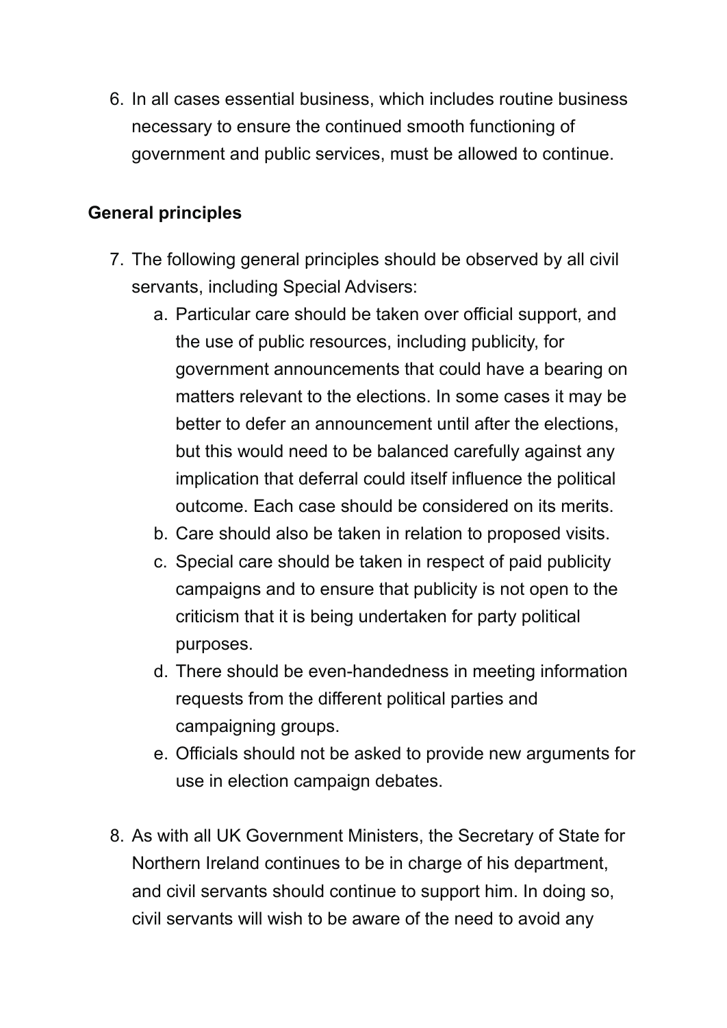6. In all cases essential business, which includes routine business necessary to ensure the continued smooth functioning of government and public services, must be allowed to continue.

**General principles**

7. The following general principles should be observed by all civil servants, including Special Advisers:
    a. Particular care should be taken over official support, and the use of public resources, including publicity, for government announcements that could have a bearing on matters relevant to the elections. In some cases it may be better to defer an announcement until after the elections, but this would need to be balanced carefully against any implication that deferral could itself influence the political outcome. Each case should be considered on its merits.
    b. Care should also be taken in relation to proposed visits.
    c. Special care should be taken in respect of paid publicity campaigns and to ensure that publicity is not open to the criticism that it is being undertaken for party political purposes.
    d. There should be even-handedness in meeting information requests from the different political parties and campaigning groups.
    e. Officials should not be asked to provide new arguments for use in election campaign debates.

8. As with all UK Government Ministers, the Secretary of State for Northern Ireland continues to be in charge of his department, and civil servants should continue to support him. In doing so, civil servants will wish to be aware of the need to avoid any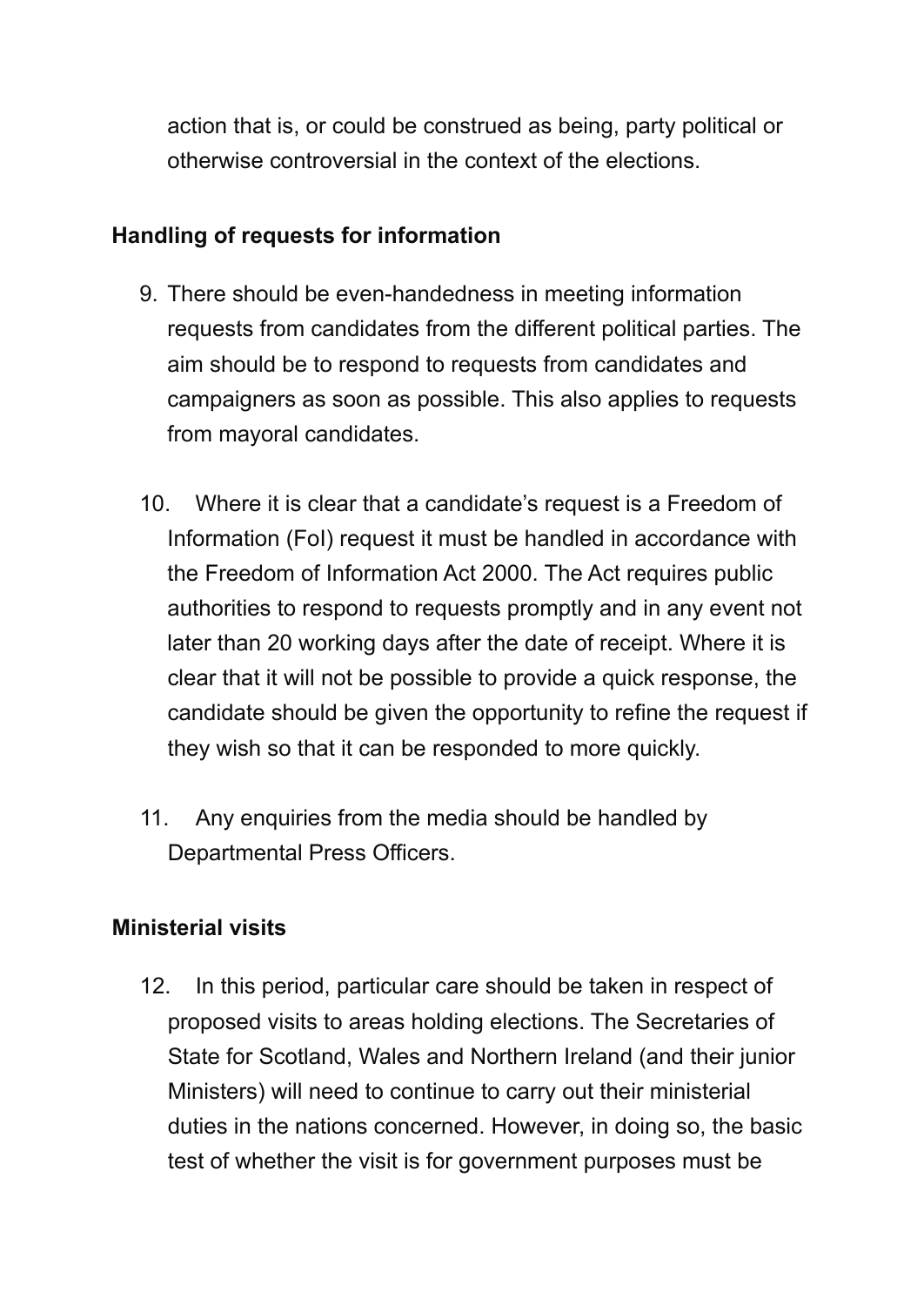action that is, or could be construed as being, party political or otherwise controversial in the context of the elections.

## Handling of requests for information

9. There should be even-handedness in meeting information requests from candidates from the different political parties. The aim should be to respond to requests from candidates and campaigners as soon as possible. This also applies to requests from mayoral candidates.

10. Where it is clear that a candidate's request is a Freedom of Information (FoI) request it must be handled in accordance with the Freedom of Information Act 2000. The Act requires public authorities to respond to requests promptly and in any event not later than 20 working days after the date of receipt. Where it is clear that it will not be possible to provide a quick response, the candidate should be given the opportunity to refine the request if they wish so that it can be responded to more quickly.

11. Any enquiries from the media should be handled by Departmental Press Officers.

## Ministerial visits

12. In this period, particular care should be taken in respect of proposed visits to areas holding elections. The Secretaries of State for Scotland, Wales and Northern Ireland (and their junior Ministers) will need to continue to carry out their ministerial duties in the nations concerned. However, in doing so, the basic test of whether the visit is for government purposes must be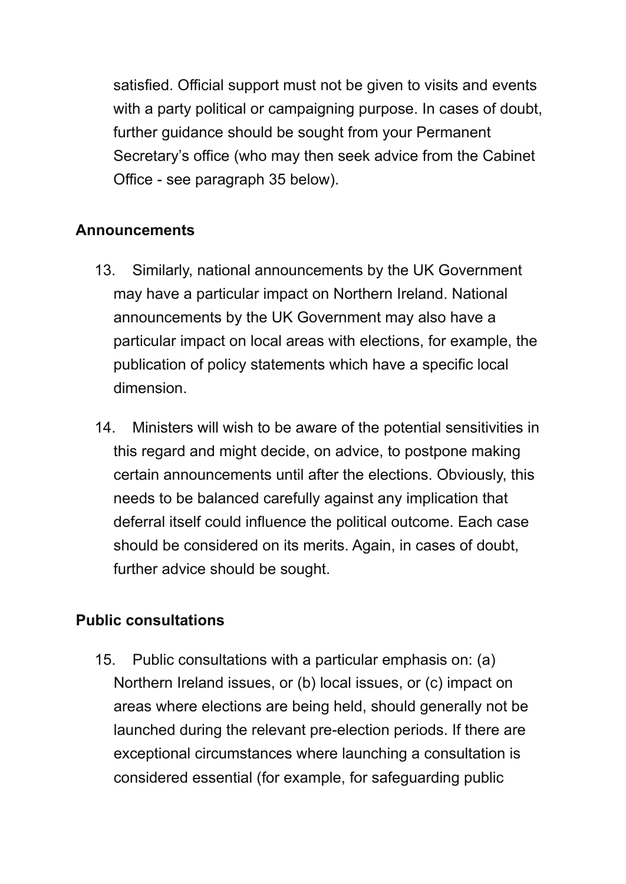satisfied. Official support must not be given to visits and events with a party political or campaigning purpose. In cases of doubt, further guidance should be sought from your Permanent Secretary's office (who may then seek advice from the Cabinet Office - see paragraph 35 below).

## Announcements

13. Similarly, national announcements by the UK Government may have a particular impact on Northern Ireland. National announcements by the UK Government may also have a particular impact on local areas with elections, for example, the publication of policy statements which have a specific local dimension.

14. Ministers will wish to be aware of the potential sensitivities in this regard and might decide, on advice, to postpone making certain announcements until after the elections. Obviously, this needs to be balanced carefully against any implication that deferral itself could influence the political outcome. Each case should be considered on its merits. Again, in cases of doubt, further advice should be sought.

## Public consultations

15. Public consultations with a particular emphasis on: (a) Northern Ireland issues, or (b) local issues, or (c) impact on areas where elections are being held, should generally not be launched during the relevant pre-election periods. If there are exceptional circumstances where launching a consultation is considered essential (for example, for safeguarding public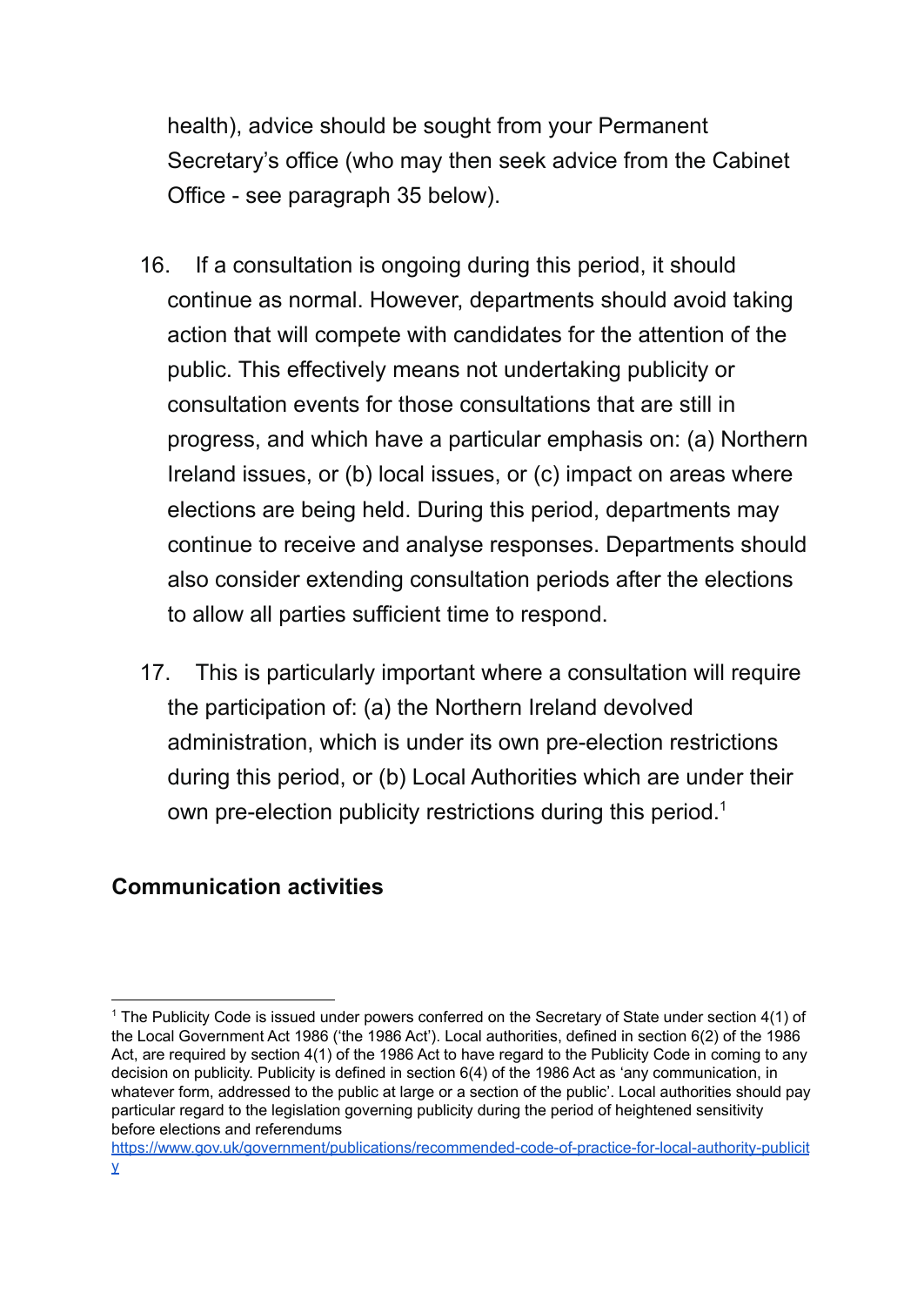health), advice should be sought from your Permanent Secretary's office (who may then seek advice from the Cabinet Office - see paragraph 35 below).

16. If a consultation is ongoing during this period, it should continue as normal. However, departments should avoid taking action that will compete with candidates for the attention of the public. This effectively means not undertaking publicity or consultation events for those consultations that are still in progress, and which have a particular emphasis on: (a) Northern Ireland issues, or (b) local issues, or (c) impact on areas where elections are being held. During this period, departments may continue to receive and analyse responses. Departments should also consider extending consultation periods after the elections to allow all parties sufficient time to respond.

17. This is particularly important where a consultation will require the participation of: (a) the Northern Ireland devolved administration, which is under its own pre-election restrictions during this period, or (b) Local Authorities which are under their own pre-election publicity restrictions during this period.[1]

**Communication activities**

---

[1] The Publicity Code is issued under powers conferred on the Secretary of State under section 4(1) of the Local Government Act 1986 ('the 1986 Act'). Local authorities, defined in section 6(2) of the 1986 Act, are required by section 4(1) of the 1986 Act to have regard to the Publicity Code in coming to any decision on publicity. Publicity is defined in section 6(4) of the 1986 Act as 'any communication, in whatever form, addressed to the public at large or a section of the public'. Local authorities should pay particular regard to the legislation governing publicity during the period of heightened sensitivity before elections and referendums https://www.gov.uk/government/publications/recommended-code-of-practice-for-local-authority-publicity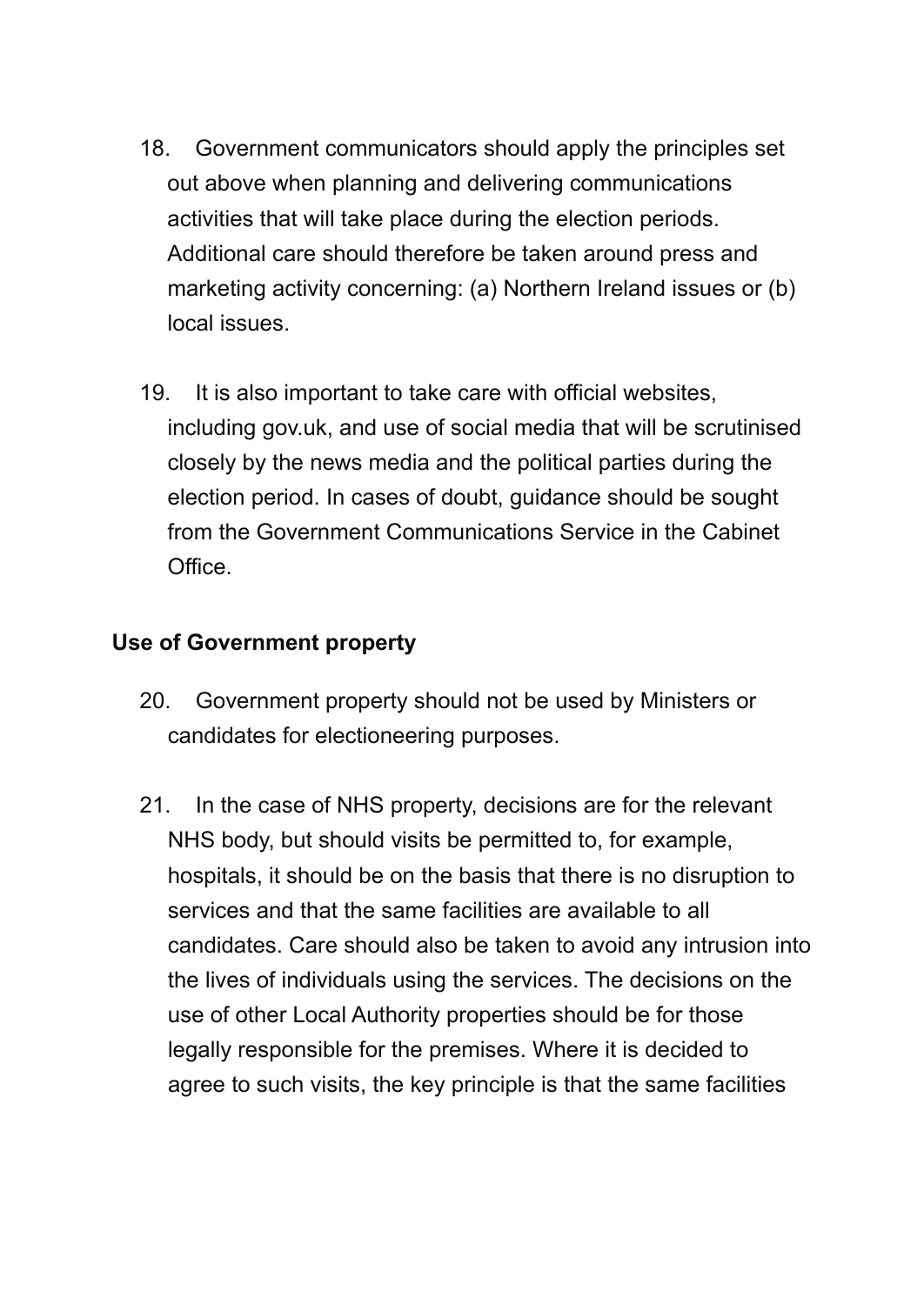18. Government communicators should apply the principles set out above when planning and delivering communications activities that will take place during the election periods. Additional care should therefore be taken around press and marketing activity concerning: (a) Northern Ireland issues or (b) local issues.

19. It is also important to take care with official websites, including gov.uk, and use of social media that will be scrutinised closely by the news media and the political parties during the election period. In cases of doubt, guidance should be sought from the Government Communications Service in the Cabinet Office.

**Use of Government property**

20. Government property should not be used by Ministers or candidates for electioneering purposes.

21. In the case of NHS property, decisions are for the relevant NHS body, but should visits be permitted to, for example, hospitals, it should be on the basis that there is no disruption to services and that the same facilities are available to all candidates. Care should also be taken to avoid any intrusion into the lives of individuals using the services. The decisions on the use of other Local Authority properties should be for those legally responsible for the premises. Where it is decided to agree to such visits, the key principle is that the same facilities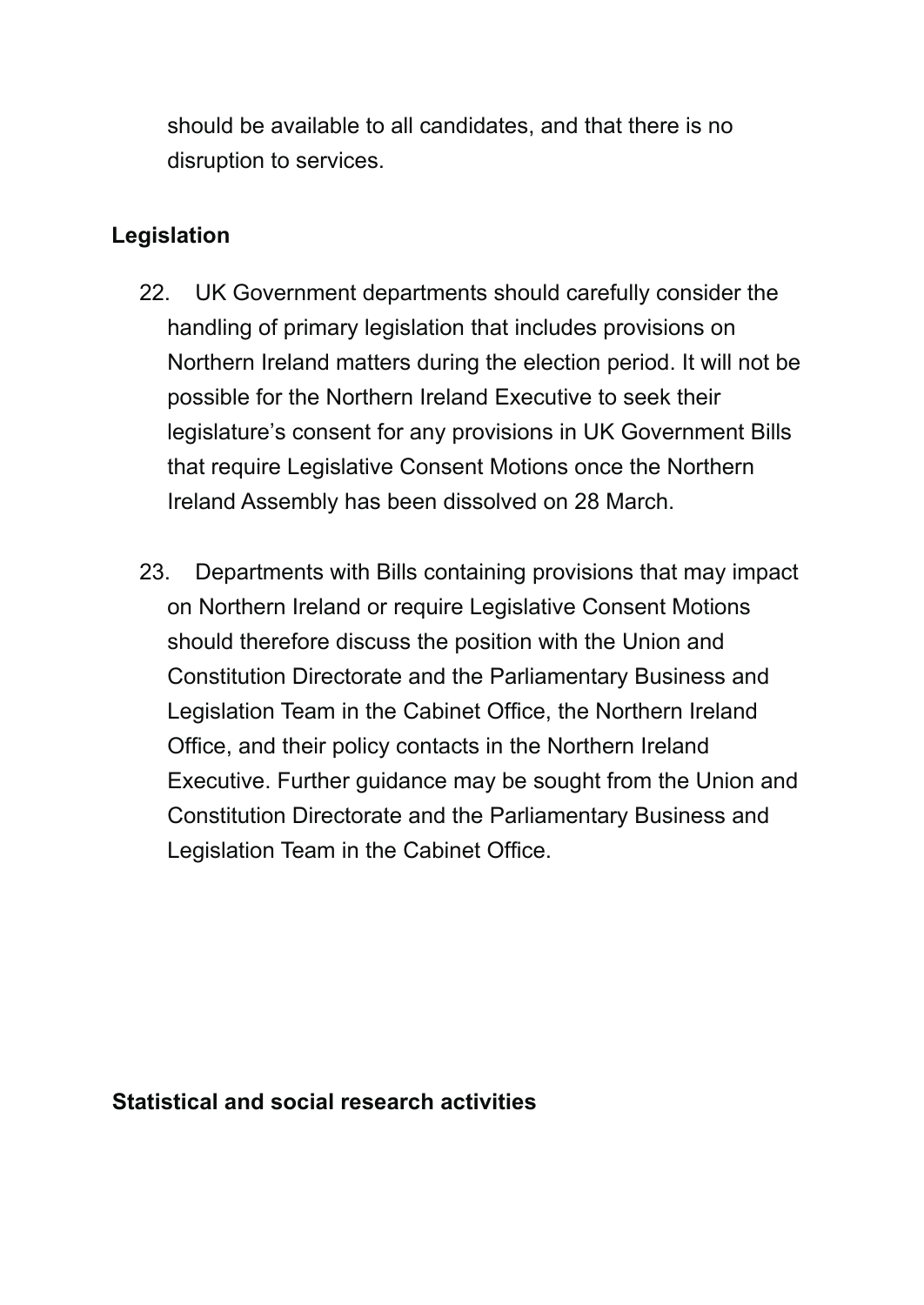should be available to all candidates, and that there is no disruption to services.

## Legislation

22. UK Government departments should carefully consider the handling of primary legislation that includes provisions on Northern Ireland matters during the election period. It will not be possible for the Northern Ireland Executive to seek their legislature's consent for any provisions in UK Government Bills that require Legislative Consent Motions once the Northern Ireland Assembly has been dissolved on 28 March.

23. Departments with Bills containing provisions that may impact on Northern Ireland or require Legislative Consent Motions should therefore discuss the position with the Union and Constitution Directorate and the Parliamentary Business and Legislation Team in the Cabinet Office, the Northern Ireland Office, and their policy contacts in the Northern Ireland Executive. Further guidance may be sought from the Union and Constitution Directorate and the Parliamentary Business and Legislation Team in the Cabinet Office.

## Statistical and social research activities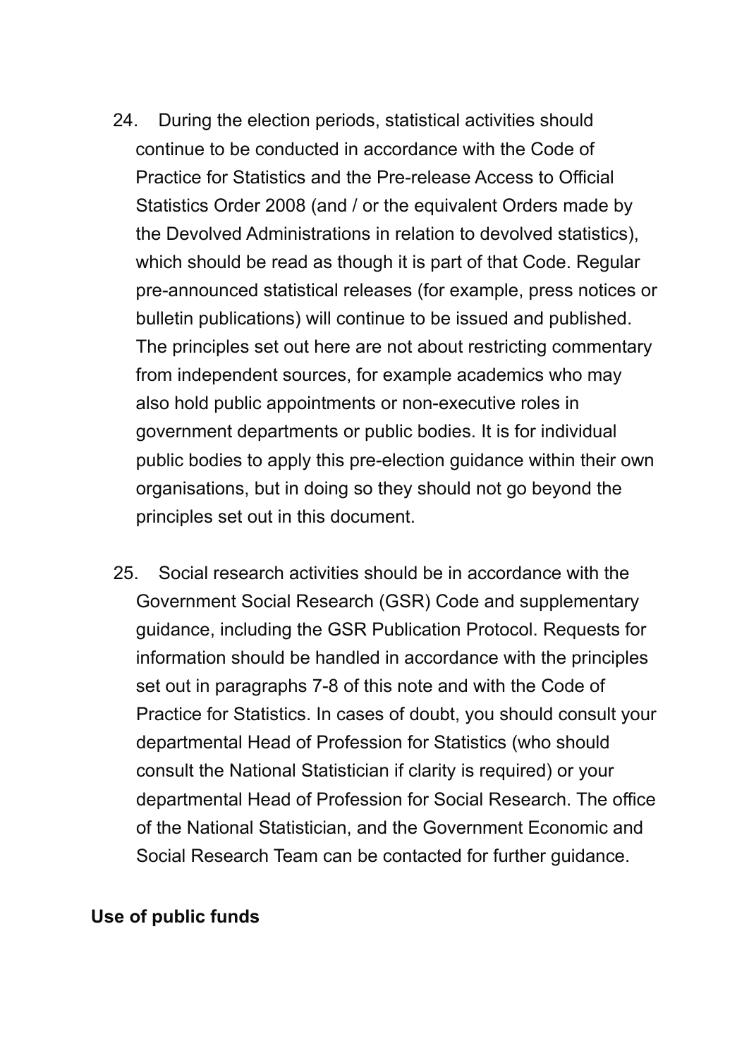24. During the election periods, statistical activities should continue to be conducted in accordance with the Code of Practice for Statistics and the Pre-release Access to Official Statistics Order 2008 (and / or the equivalent Orders made by the Devolved Administrations in relation to devolved statistics), which should be read as though it is part of that Code. Regular pre-announced statistical releases (for example, press notices or bulletin publications) will continue to be issued and published. The principles set out here are not about restricting commentary from independent sources, for example academics who may also hold public appointments or non-executive roles in government departments or public bodies. It is for individual public bodies to apply this pre-election guidance within their own organisations, but in doing so they should not go beyond the principles set out in this document.

25. Social research activities should be in accordance with the Government Social Research (GSR) Code and supplementary guidance, including the GSR Publication Protocol. Requests for information should be handled in accordance with the principles set out in paragraphs 7-8 of this note and with the Code of Practice for Statistics. In cases of doubt, you should consult your departmental Head of Profession for Statistics (who should consult the National Statistician if clarity is required) or your departmental Head of Profession for Social Research. The office of the National Statistician, and the Government Economic and Social Research Team can be contacted for further guidance.

**Use of public funds**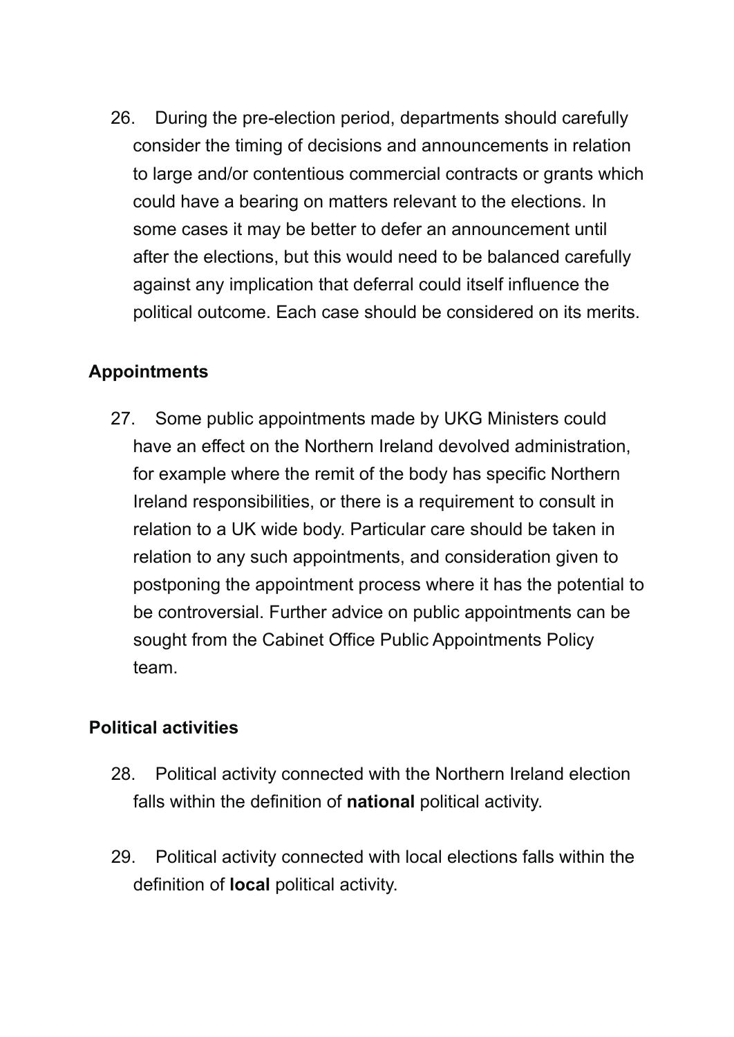26. During the pre-election period, departments should carefully consider the timing of decisions and announcements in relation to large and/or contentious commercial contracts or grants which could have a bearing on matters relevant to the elections. In some cases it may be better to defer an announcement until after the elections, but this would need to be balanced carefully against any implication that deferral could itself influence the political outcome. Each case should be considered on its merits.

### Appointments

27. Some public appointments made by UKG Ministers could have an effect on the Northern Ireland devolved administration, for example where the remit of the body has specific Northern Ireland responsibilities, or there is a requirement to consult in relation to a UK wide body. Particular care should be taken in relation to any such appointments, and consideration given to postponing the appointment process where it has the potential to be controversial. Further advice on public appointments can be sought from the Cabinet Office Public Appointments Policy team.

### Political activities

28. Political activity connected with the Northern Ireland election falls within the definition of **national** political activity.

29. Political activity connected with local elections falls within the definition of **local** political activity.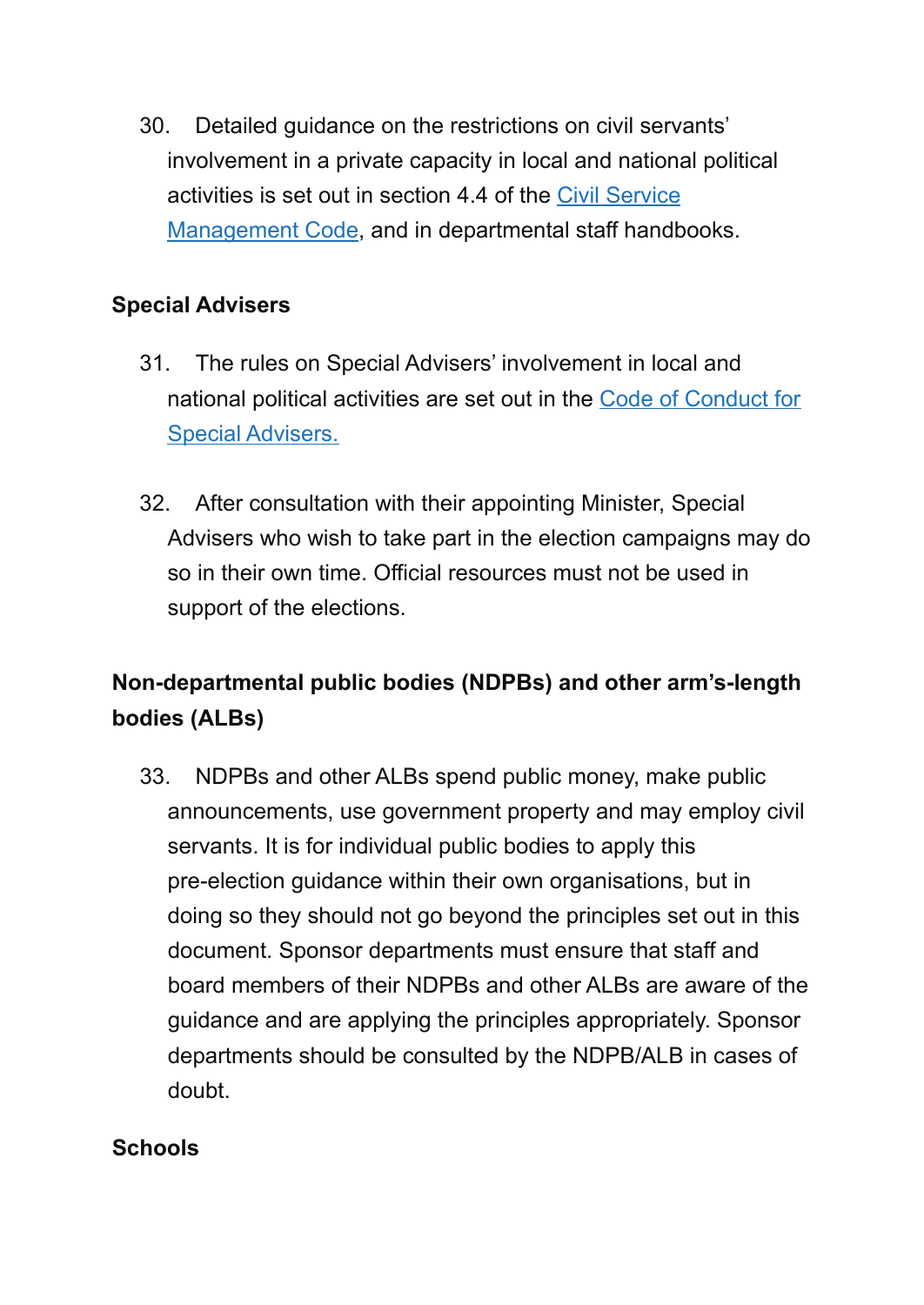30. Detailed guidance on the restrictions on civil servants' involvement in a private capacity in local and national political activities is set out in section 4.4 of the Civil Service Management Code, and in departmental staff handbooks.

**Special Advisers**

31. The rules on Special Advisers' involvement in local and national political activities are set out in the Code of Conduct for Special Advisers.

32. After consultation with their appointing Minister, Special Advisers who wish to take part in the election campaigns may do so in their own time. Official resources must not be used in support of the elections.

**Non-departmental public bodies (NDPBs) and other arm's-length bodies (ALBs)**

33. NDPBs and other ALBs spend public money, make public announcements, use government property and may employ civil servants. It is for individual public bodies to apply this pre-election guidance within their own organisations, but in doing so they should not go beyond the principles set out in this document. Sponsor departments must ensure that staff and board members of their NDPBs and other ALBs are aware of the guidance and are applying the principles appropriately. Sponsor departments should be consulted by the NDPB/ALB in cases of doubt.

**Schools**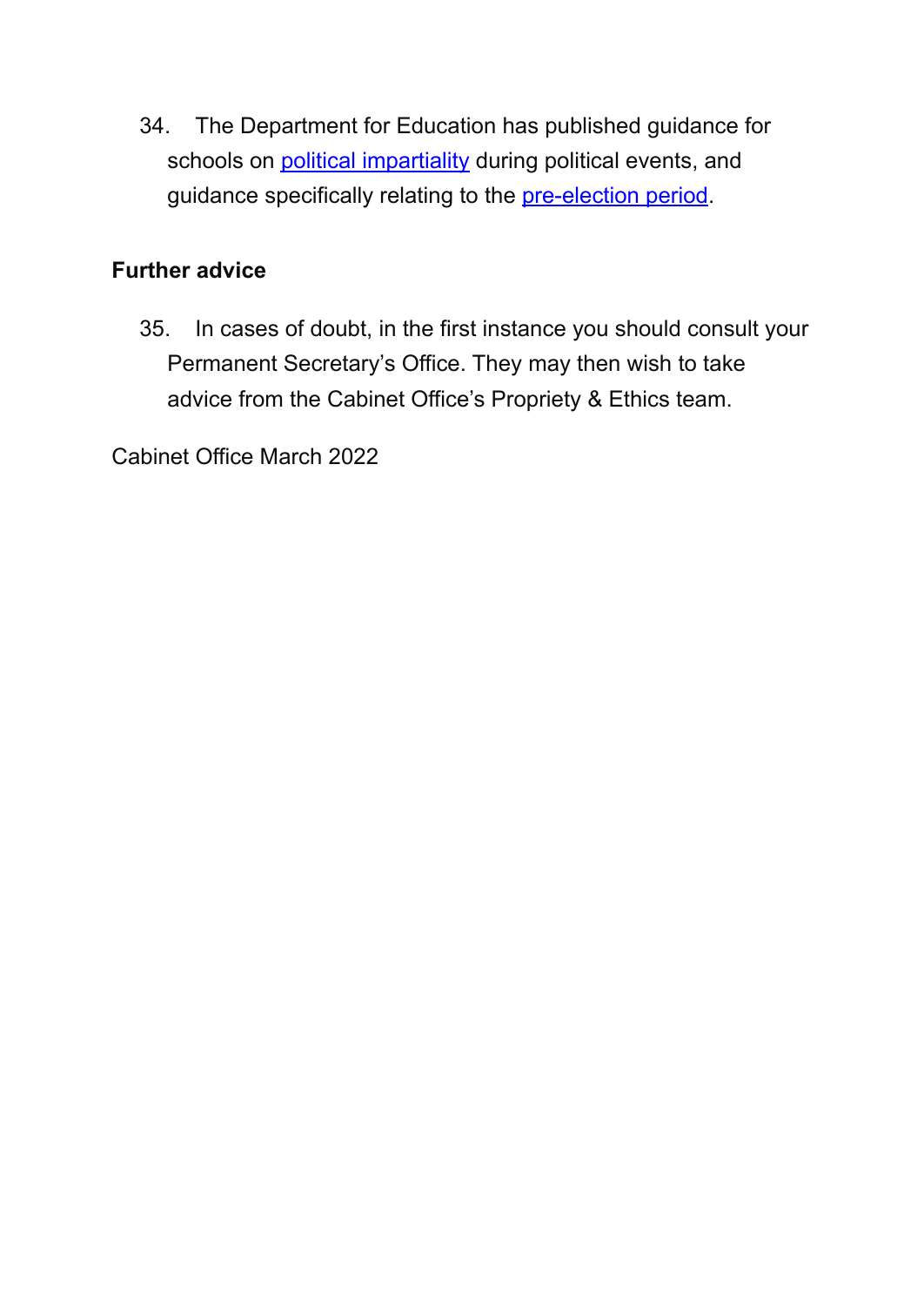34. The Department for Education has published guidance for schools on political impartiality during political events, and guidance specifically relating to the pre-election period.

**Further advice**

35. In cases of doubt, in the first instance you should consult your Permanent Secretary's Office. They may then wish to take advice from the Cabinet Office's Propriety & Ethics team.

Cabinet Office March 2022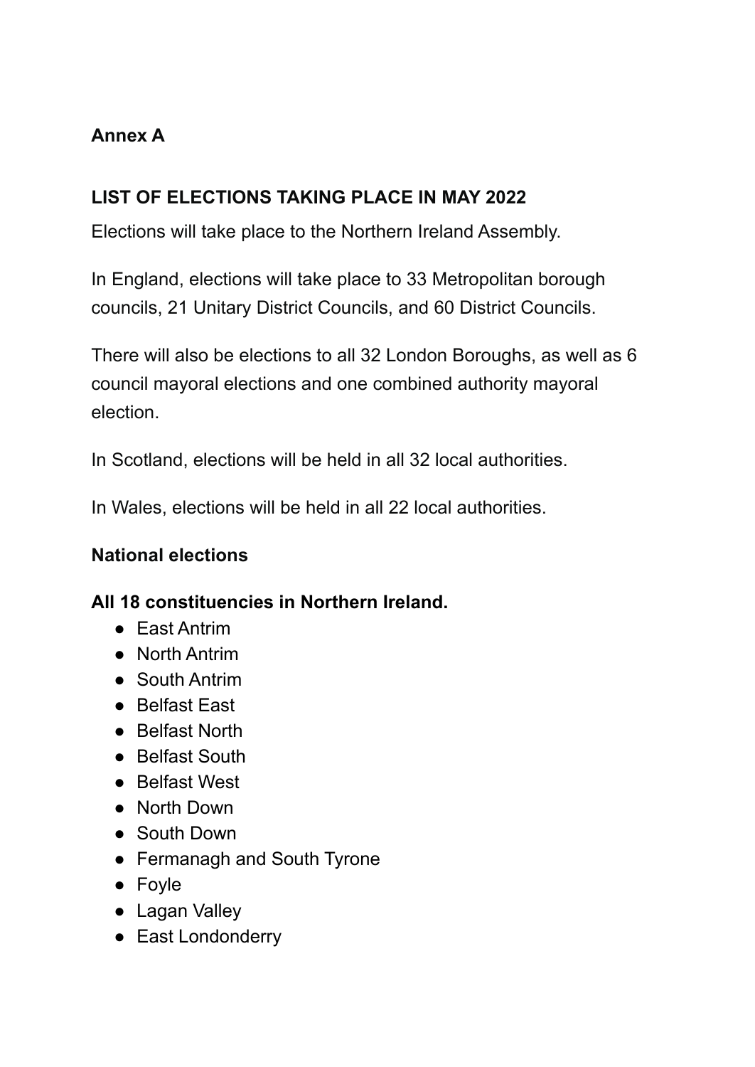**Annex A**

**LIST OF ELECTIONS TAKING PLACE IN MAY 2022**

Elections will take place to the Northern Ireland Assembly.

In England, elections will take place to 33 Metropolitan borough councils, 21 Unitary District Councils, and 60 District Councils.

There will also be elections to all 32 London Boroughs, as well as 6 council mayoral elections and one combined authority mayoral election.

In Scotland, elections will be held in all 32 local authorities.

In Wales, elections will be held in all 22 local authorities.

**National elections**

**All 18 constituencies in Northern Ireland.**

- East Antrim
- North Antrim
- South Antrim
- Belfast East
- Belfast North
- Belfast South
- Belfast West
- North Down
- South Down
- Fermanagh and South Tyrone
- Foyle
- Lagan Valley
- East Londonderry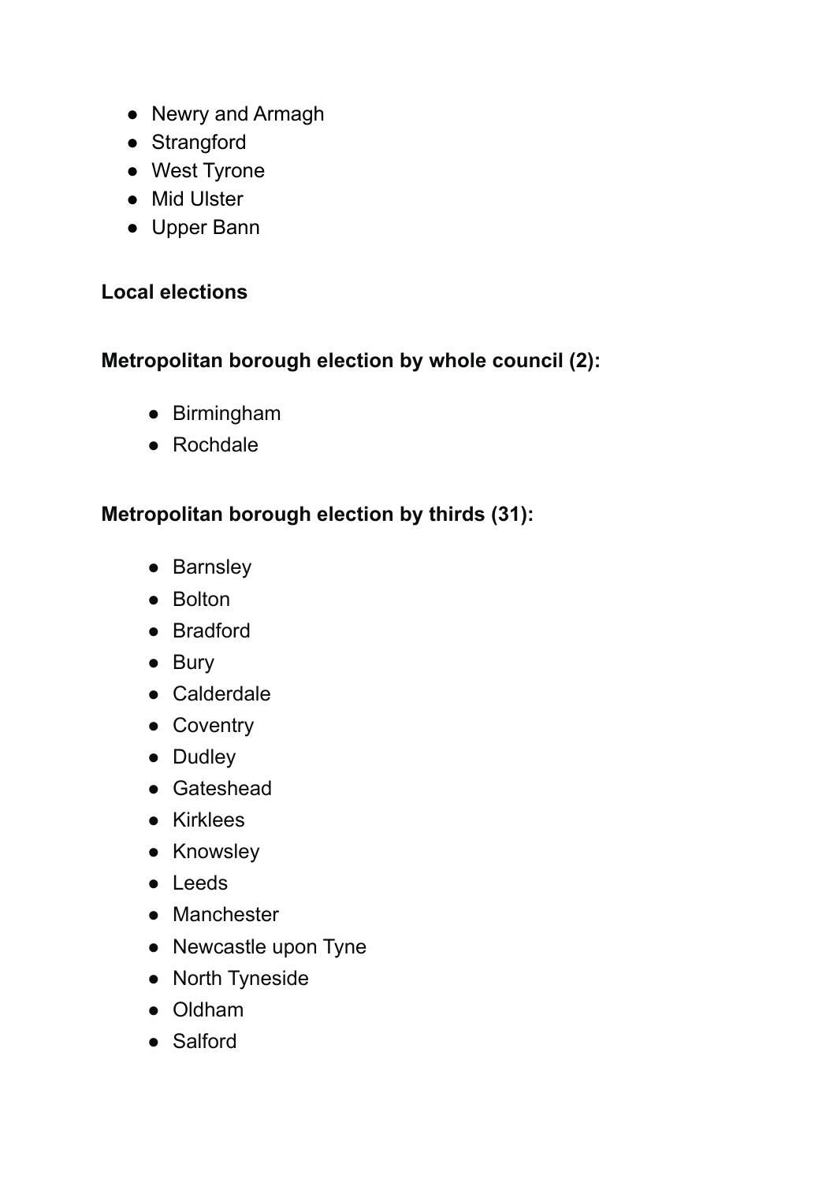- Newry and Armagh
- Strangford
- West Tyrone
- Mid Ulster
- Upper Bann

**Local elections**

**Metropolitan borough election by whole council (2):**

- Birmingham
- Rochdale

**Metropolitan borough election by thirds (31):**

- Barnsley
- Bolton
- Bradford
- Bury
- Calderdale
- Coventry
- Dudley
- Gateshead
- Kirklees
- Knowsley
- Leeds
- Manchester
- Newcastle upon Tyne
- North Tyneside
- Oldham
- Salford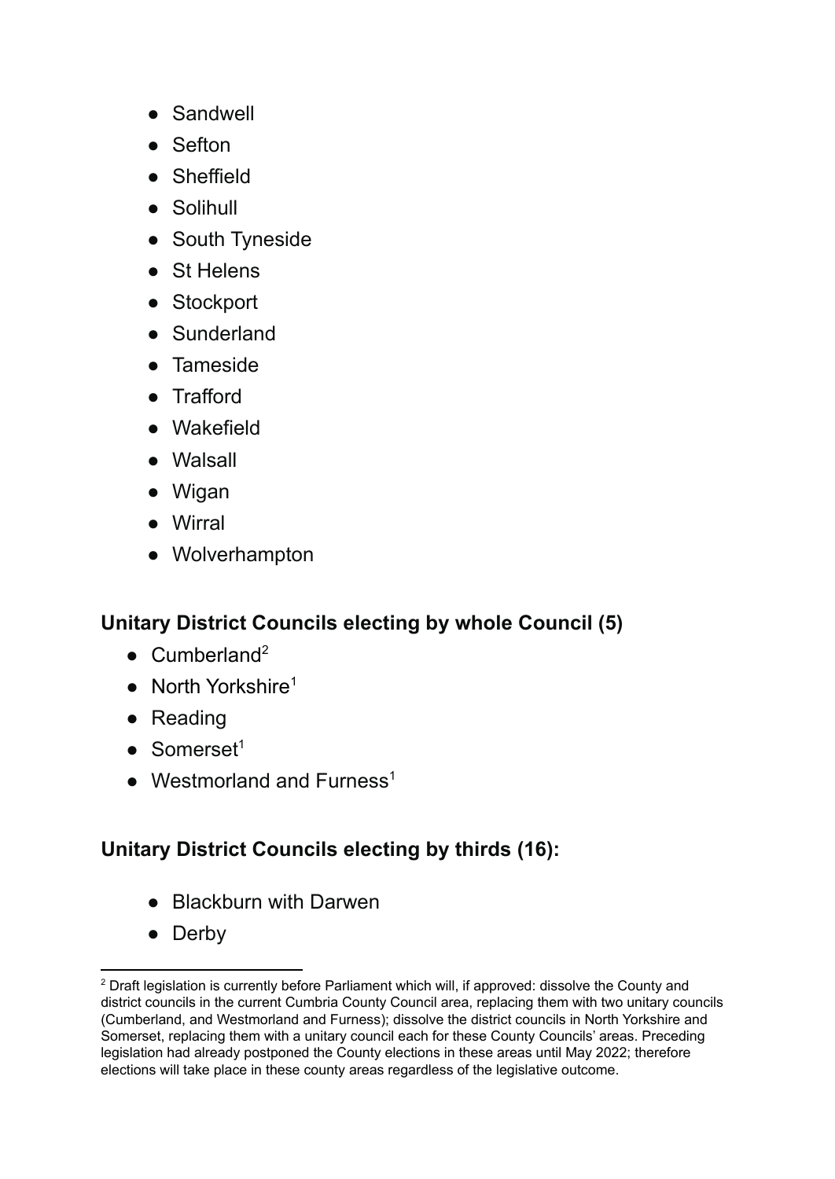- Sandwell
- Sefton
- Sheffield
- Solihull
- South Tyneside
- St Helens
- Stockport
- Sunderland
- Tameside
- Trafford
- Wakefield
- Walsall
- Wigan
- Wirral
- Wolverhampton

### Unitary District Councils electing by whole Council (5)

- Cumberland[2]
- North Yorkshire[1]
- Reading
- Somerset[1]
- Westmorland and Furness[1]

### Unitary District Councils electing by thirds (16):

- Blackburn with Darwen
- Derby

[2] Draft legislation is currently before Parliament which will, if approved: dissolve the County and district councils in the current Cumbria County Council area, replacing them with two unitary councils (Cumberland, and Westmorland and Furness); dissolve the district councils in North Yorkshire and Somerset, replacing them with a unitary council each for these County Councils' areas. Preceding legislation had already postponed the County elections in these areas until May 2022; therefore elections will take place in these county areas regardless of the legislative outcome.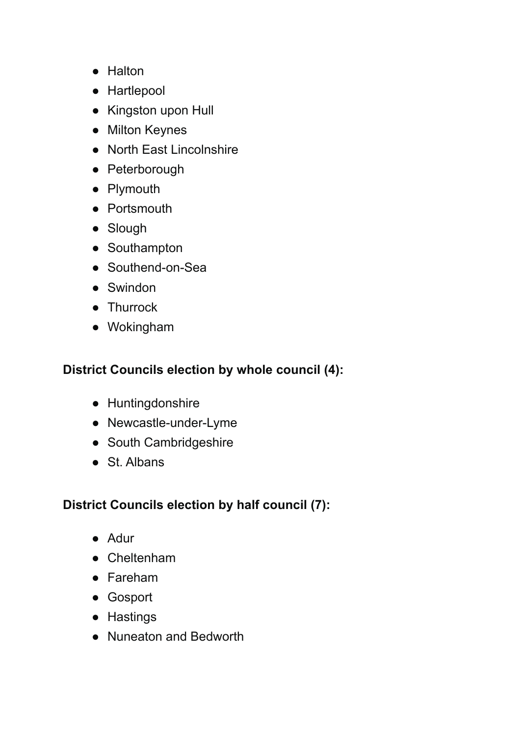- Halton
- Hartlepool
- Kingston upon Hull
- Milton Keynes
- North East Lincolnshire
- Peterborough
- Plymouth
- Portsmouth
- Slough
- Southampton
- Southend-on-Sea
- Swindon
- Thurrock
- Wokingham

**District Councils election by whole council (4):**

- Huntingdonshire
- Newcastle-under-Lyme
- South Cambridgeshire
- St. Albans

**District Councils election by half council (7):**

- Adur
- Cheltenham
- Fareham
- Gosport
- Hastings
- Nuneaton and Bedworth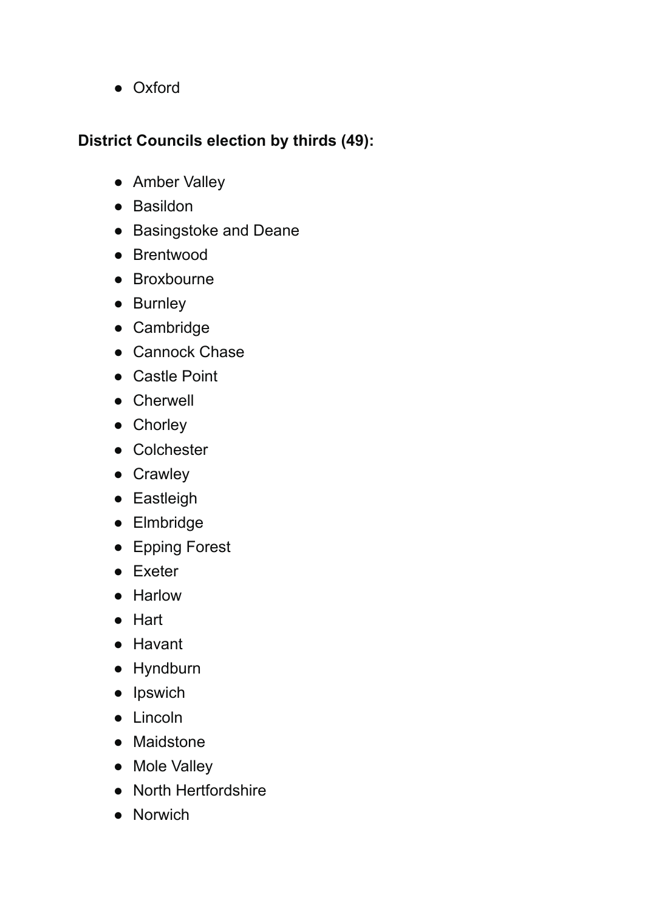- Oxford

**District Councils election by thirds (49):**

- Amber Valley
- Basildon
- Basingstoke and Deane
- Brentwood
- Broxbourne
- Burnley
- Cambridge
- Cannock Chase
- Castle Point
- Cherwell
- Chorley
- Colchester
- Crawley
- Eastleigh
- Elmbridge
- Epping Forest
- Exeter
- Harlow
- Hart
- Havant
- Hyndburn
- Ipswich
- Lincoln
- Maidstone
- Mole Valley
- North Hertfordshire
- Norwich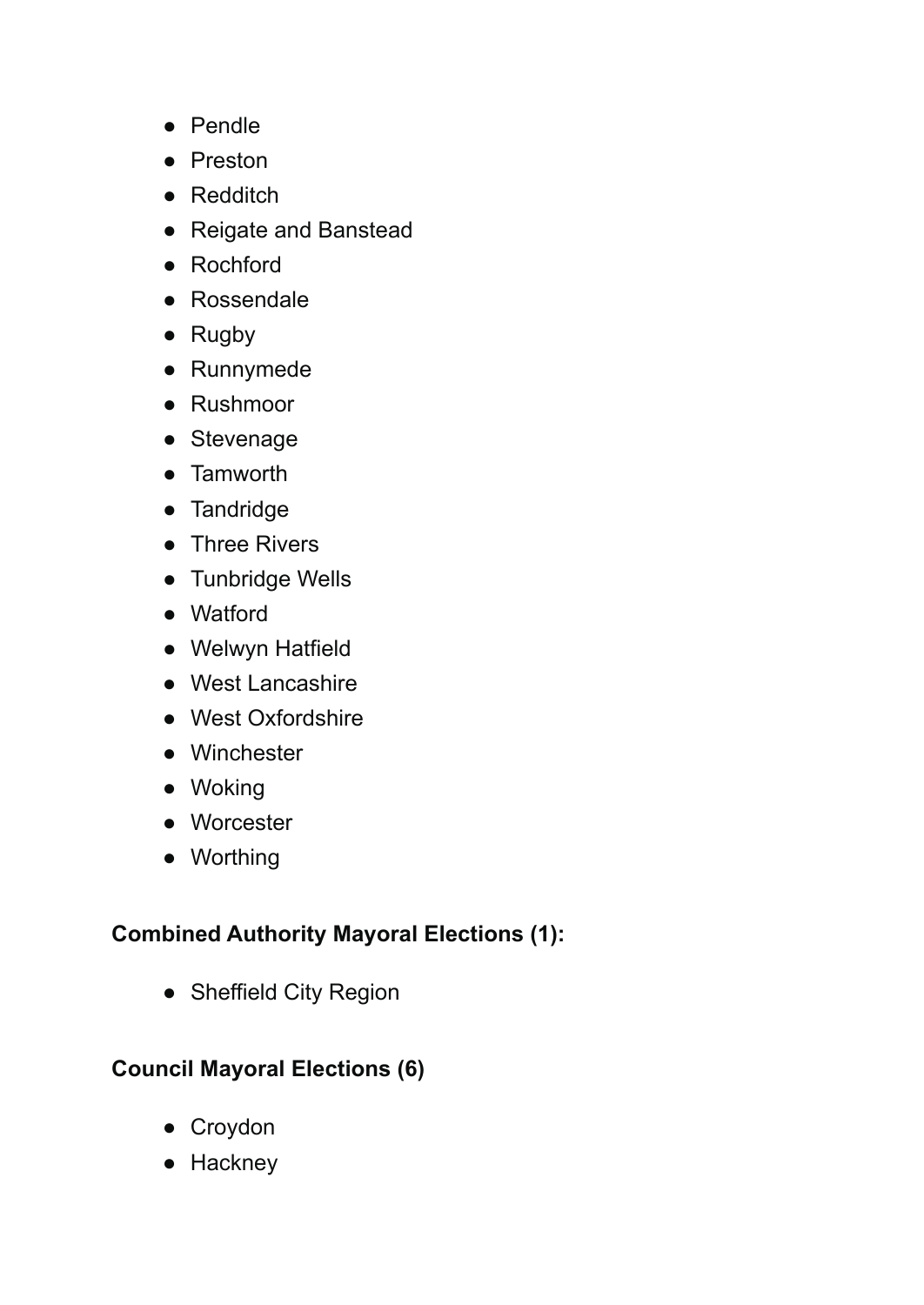- Pendle
- Preston
- Redditch
- Reigate and Banstead
- Rochford
- Rossendale
- Rugby
- Runnymede
- Rushmoor
- Stevenage
- Tamworth
- Tandridge
- Three Rivers
- Tunbridge Wells
- Watford
- Welwyn Hatfield
- West Lancashire
- West Oxfordshire
- Winchester
- Woking
- Worcester
- Worthing

**Combined Authority Mayoral Elections (1):**

- Sheffield City Region

**Council Mayoral Elections (6)**

- Croydon
- Hackney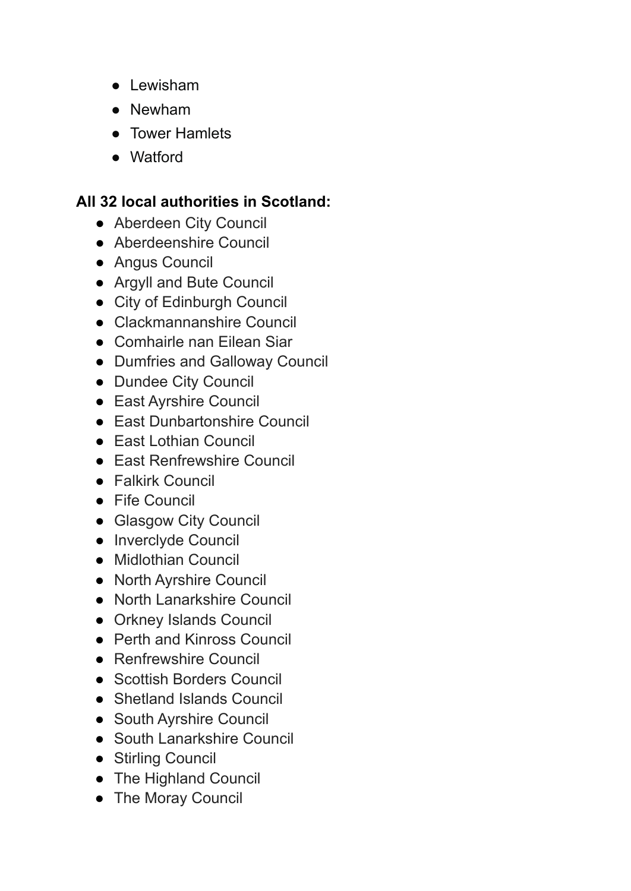- Lewisham
- Newham
- Tower Hamlets
- Watford

**All 32 local authorities in Scotland:**

- Aberdeen City Council
- Aberdeenshire Council
- Angus Council
- Argyll and Bute Council
- City of Edinburgh Council
- Clackmannanshire Council
- Comhairle nan Eilean Siar
- Dumfries and Galloway Council
- Dundee City Council
- East Ayrshire Council
- East Dunbartonshire Council
- East Lothian Council
- East Renfrewshire Council
- Falkirk Council
- Fife Council
- Glasgow City Council
- Inverclyde Council
- Midlothian Council
- North Ayrshire Council
- North Lanarkshire Council
- Orkney Islands Council
- Perth and Kinross Council
- Renfrewshire Council
- Scottish Borders Council
- Shetland Islands Council
- South Ayrshire Council
- South Lanarkshire Council
- Stirling Council
- The Highland Council
- The Moray Council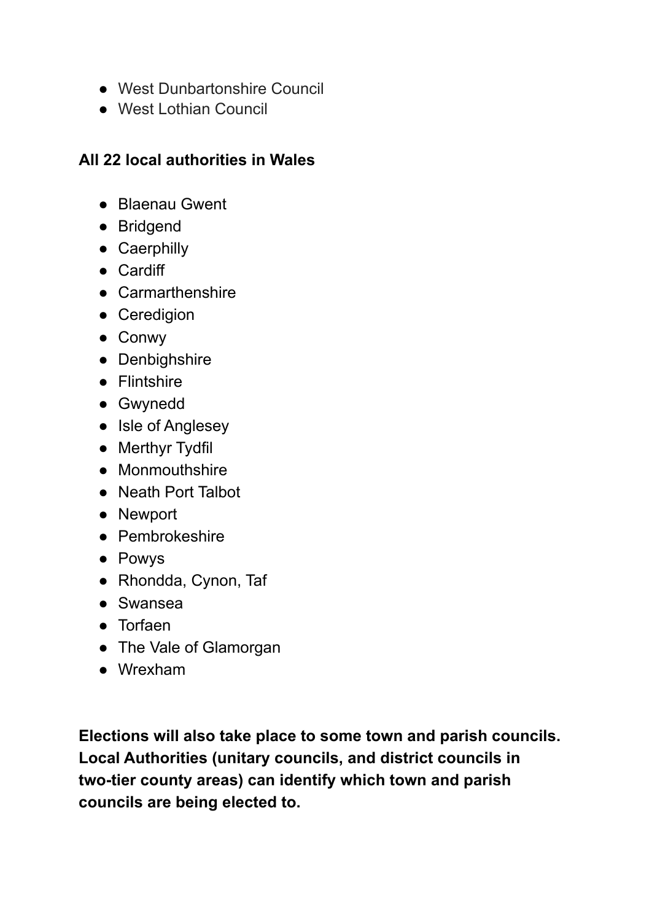- West Dunbartonshire Council
- West Lothian Council

**All 22 local authorities in Wales**

- Blaenau Gwent
- Bridgend
- Caerphilly
- Cardiff
- Carmarthenshire
- Ceredigion
- Conwy
- Denbighshire
- Flintshire
- Gwynedd
- Isle of Anglesey
- Merthyr Tydfil
- Monmouthshire
- Neath Port Talbot
- Newport
- Pembrokeshire
- Powys
- Rhondda, Cynon, Taf
- Swansea
- Torfaen
- The Vale of Glamorgan
- Wrexham

**Elections will also take place to some town and parish councils. Local Authorities (unitary councils, and district councils in two-tier county areas) can identify which town and parish councils are being elected to.**